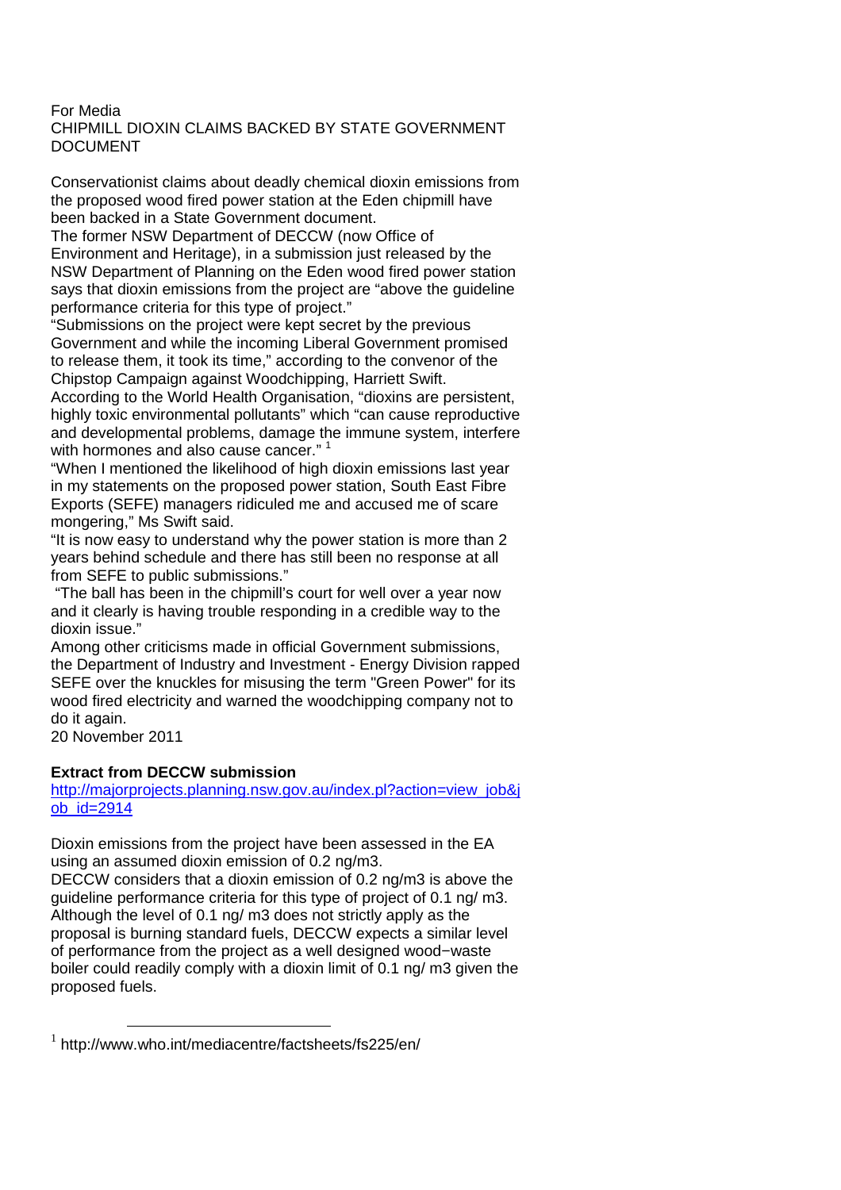For Media

# CHIPMILL DIOXIN CLAIMS BACKED BY STATE GOVERNMENT DOCUMENT

Conservationist claims about deadly chemical dioxin emissions from the proposed wood fired power station at the Eden chipmill have been backed in a State Government document.

The former NSW Department of DECCW (now Office of Environment and Heritage), in a submission just released by the NSW Department of Planning on the Eden wood fired power station says that dioxin emissions from the project are "above the guideline performance criteria for this type of project."

"Submissions on the project were kept secret by the previous Government and while the incoming Liberal Government promised to release them, it took its time," according to the convenor of the Chipstop Campaign against Woodchipping, Harriett Swift.

According to the World Health Organisation, "dioxins are persistent, highly toxic environmental pollutants" which "can cause reproductive and developmental problems, damage the immune system, interfere with hormones and also cause cancer." [1]

"When I mentioned the likelihood of high dioxin emissions last year in my statements on the proposed power station, South East Fibre Exports (SEFE) managers ridiculed me and accused me of scare mongering," Ms Swift said.

"It is now easy to understand why the power station is more than 2 years behind schedule and there has still been no response at all from SEFE to public submissions."

"The ball has been in the chipmill's court for well over a year now and it clearly is having trouble responding in a credible way to the dioxin issue."

Among other criticisms made in official Government submissions, the Department of Industry and Investment - Energy Division rapped SEFE over the knuckles for misusing the term "Green Power" for its wood fired electricity and warned the woodchipping company not to do it again.

20 November 2011

**Extract from DECCW submission**

[http://majorprojects.planning.nsw.gov.au/index.pl?action=view_job&job_id=2914](http://majorprojects.planning.nsw.gov.au/index.pl?action=view_job&job_id=2914)

Dioxin emissions from the project have been assessed in the EA using an assumed dioxin emission of 0.2 ng/m3.

DECCW considers that a dioxin emission of 0.2 ng/m3 is above the guideline performance criteria for this type of project of 0.1 ng/ m3. Although the level of 0.1 ng/ m3 does not strictly apply as the proposal is burning standard fuels, DECCW expects a similar level of performance from the project as a well designed wood−waste boiler could readily comply with a dioxin limit of 0.1 ng/ m3 given the proposed fuels.

---

[1] http://www.who.int/mediacentre/factsheets/fs225/en/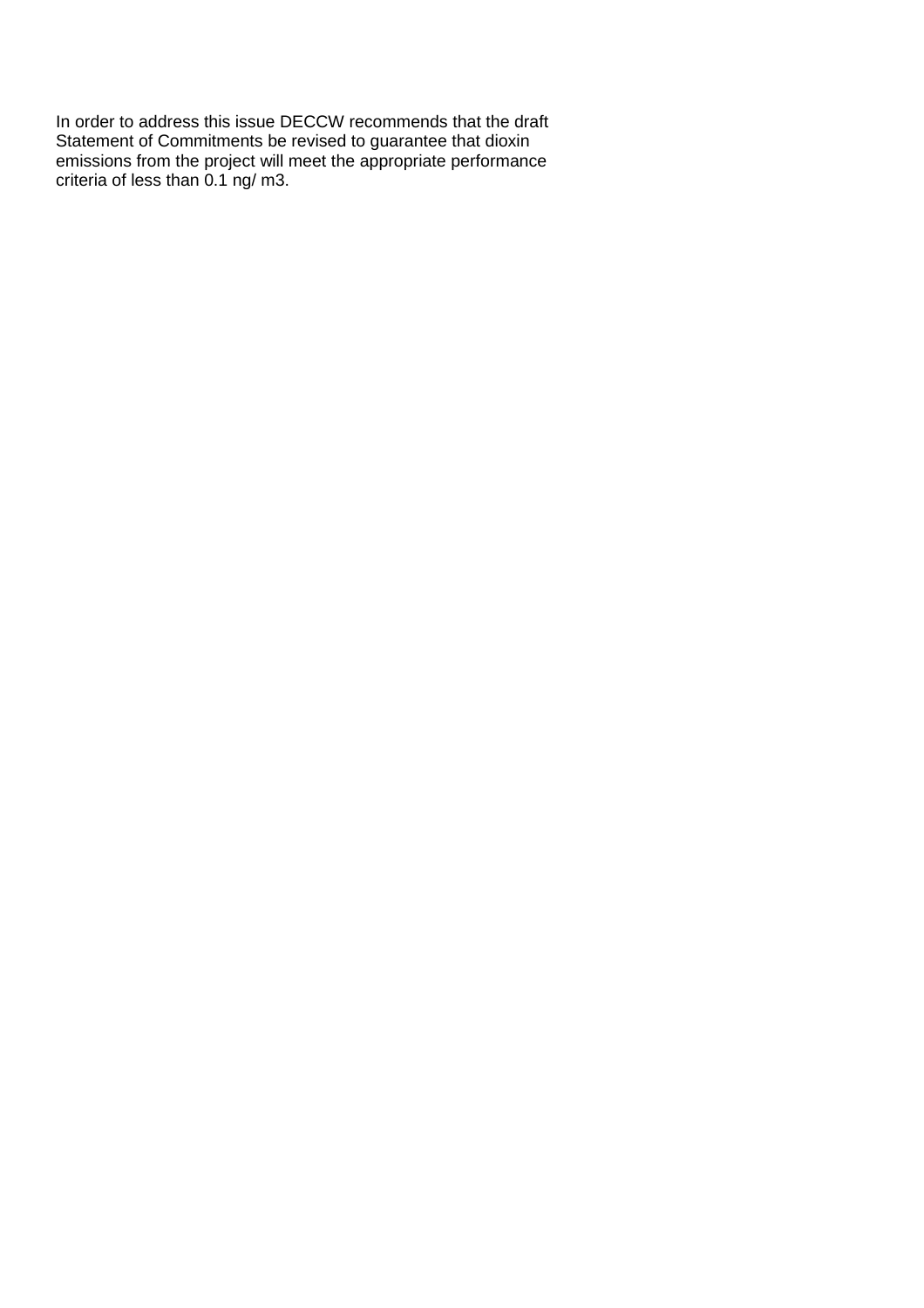In order to address this issue DECCW recommends that the draft Statement of Commitments be revised to guarantee that dioxin emissions from the project will meet the appropriate performance criteria of less than 0.1 ng/ m3.